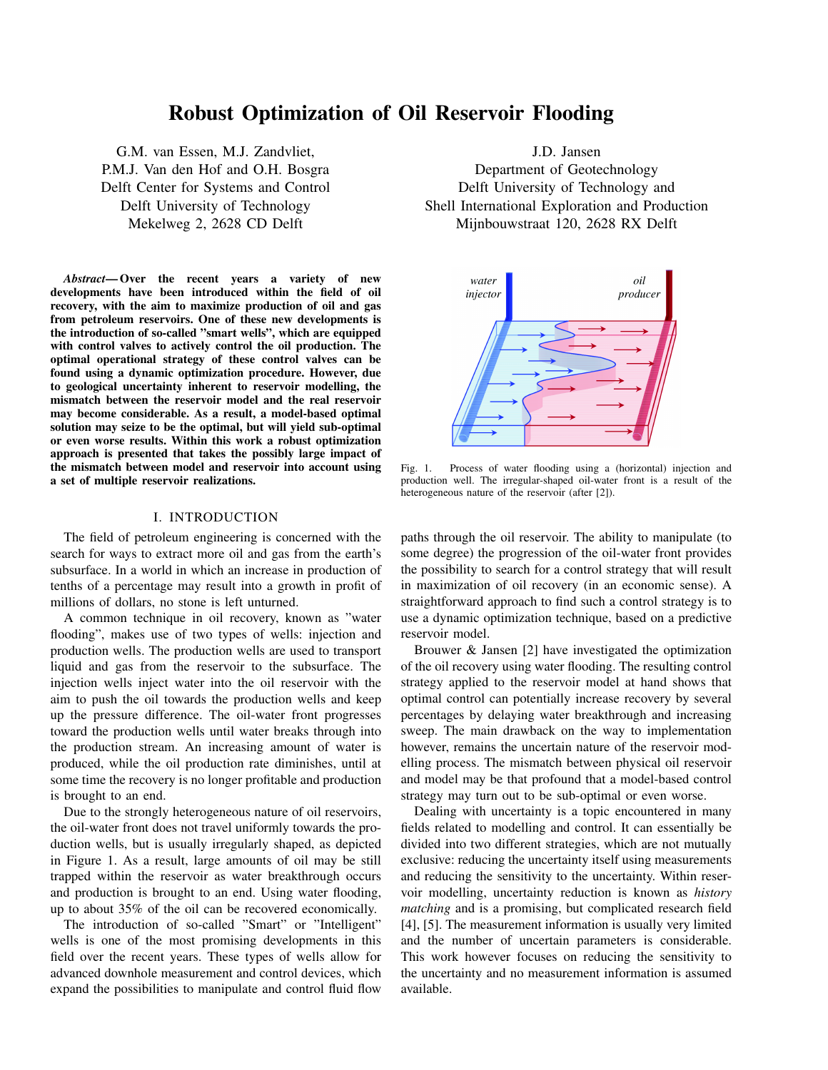# Robust Optimization of Oil Reservoir Flooding

G.M. van Essen, M.J. Zandvliet,
P.M.J. Van den Hof and O.H. Bosgra
Delft Center for Systems and Control
Delft University of Technology
Mekelweg 2, 2628 CD Delft

J.D. Jansen
Department of Geotechnology
Delft University of Technology and
Shell International Exploration and Production
Mijnbouwstraat 120, 2628 RX Delft

***Abstract*— Over the recent years a variety of new developments have been introduced within the field of oil recovery, with the aim to maximize production of oil and gas from petroleum reservoirs. One of these new developments is the introduction of so-called "smart wells", which are equipped with control valves to actively control the oil production. The optimal operational strategy of these control valves can be found using a dynamic optimization procedure. However, due to geological uncertainty inherent to reservoir modelling, the mismatch between the reservoir model and the real reservoir may become considerable. As a result, a model-based optimal solution may seize to be the optimal, but will yield sub-optimal or even worse results. Within this work a robust optimization approach is presented that takes the possibly large impact of the mismatch between model and reservoir into account using a set of multiple reservoir realizations.**

## I. INTRODUCTION

The field of petroleum engineering is concerned with the search for ways to extract more oil and gas from the earth's subsurface. In a world in which an increase in production of tenths of a percentage may result into a growth in profit of millions of dollars, no stone is left unturned.

A common technique in oil recovery, known as "water flooding", makes use of two types of wells: injection and production wells. The production wells are used to transport liquid and gas from the reservoir to the subsurface. The injection wells inject water into the oil reservoir with the aim to push the oil towards the production wells and keep up the pressure difference. The oil-water front progresses toward the production wells until water breaks through into the production stream. An increasing amount of water is produced, while the oil production rate diminishes, until at some time the recovery is no longer profitable and production is brought to an end.

Due to the strongly heterogeneous nature of oil reservoirs, the oil-water front does not travel uniformly towards the production wells, but is usually irregularly shaped, as depicted in Figure 1. As a result, large amounts of oil may be still trapped within the reservoir as water breakthrough occurs and production is brought to an end. Using water flooding, up to about 35% of the oil can be recovered economically.

The introduction of so-called "Smart" or "Intelligent" wells is one of the most promising developments in this field over the recent years. These types of wells allow for advanced downhole measurement and control devices, which expand the possibilities to manipulate and control fluid flow paths through the oil reservoir. The ability to manipulate (to some degree) the progression of the oil-water front provides the possibility to search for a control strategy that will result in maximization of oil recovery (in an economic sense). A straightforward approach to find such a control strategy is to use a dynamic optimization technique, based on a predictive reservoir model.

water injector

oil producer

Fig. 1. Process of water flooding using a (horizontal) injection and production well. The irregular-shaped oil-water front is a result of the heterogeneous nature of the reservoir (after [2]).

Brouwer & Jansen [2] have investigated the optimization of the oil recovery using water flooding. The resulting control strategy applied to the reservoir model at hand shows that optimal control can potentially increase recovery by several percentages by delaying water breakthrough and increasing sweep. The main drawback on the way to implementation however, remains the uncertain nature of the reservoir modelling process. The mismatch between physical oil reservoir and model may be that profound that a model-based control strategy may turn out to be sub-optimal or even worse.

Dealing with uncertainty is a topic encountered in many fields related to modelling and control. It can essentially be divided into two different strategies, which are not mutually exclusive: reducing the uncertainty itself using measurements and reducing the sensitivity to the uncertainty. Within reservoir modelling, uncertainty reduction is known as *history matching* and is a promising, but complicated research field [4], [5]. The measurement information is usually very limited and the number of uncertain parameters is considerable. This work however focuses on reducing the sensitivity to the uncertainty and no measurement information is assumed available.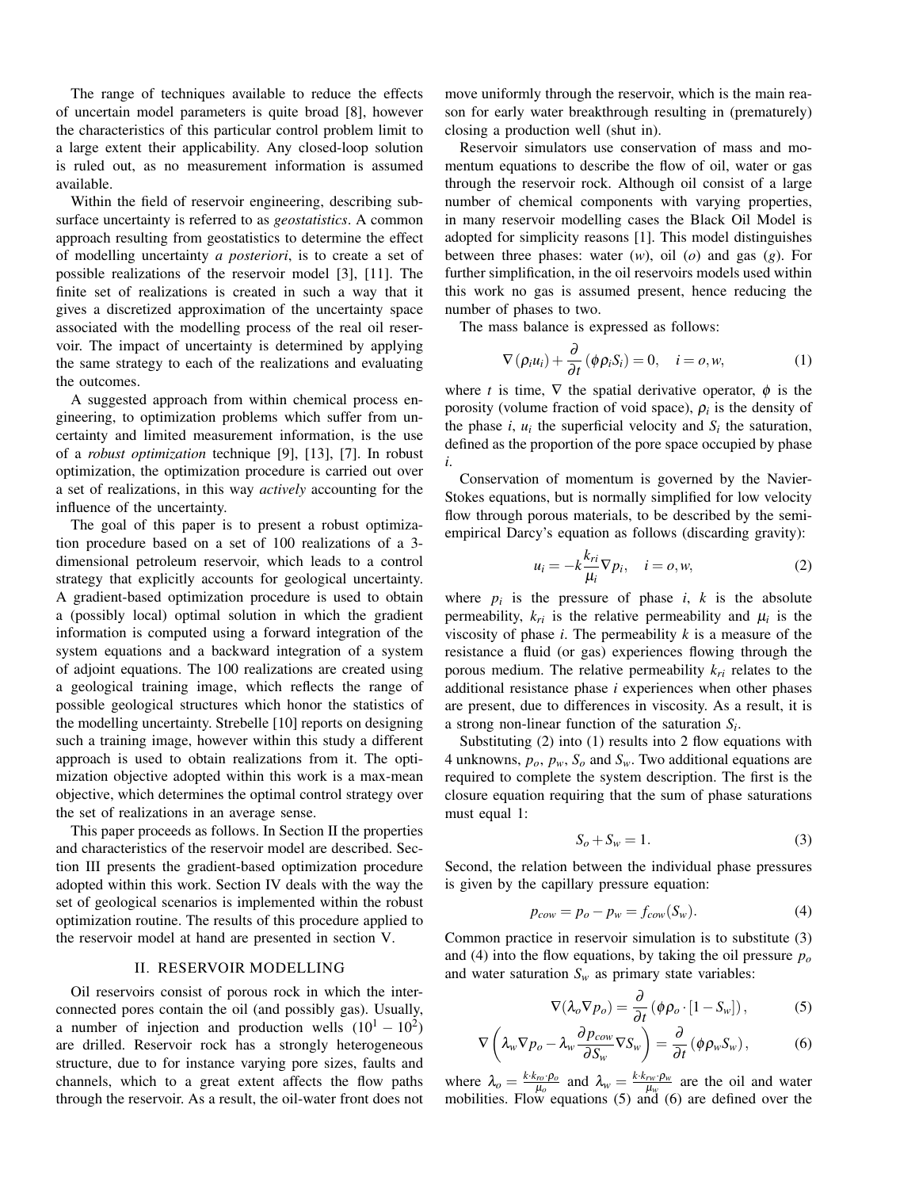The range of techniques available to reduce the effects of uncertain model parameters is quite broad [8], however the characteristics of this particular control problem limit to a large extent their applicability. Any closed-loop solution is ruled out, as no measurement information is assumed available.

Within the field of reservoir engineering, describing subsurface uncertainty is referred to as *geostatistics*. A common approach resulting from geostatistics to determine the effect of modelling uncertainty *a posteriori*, is to create a set of possible realizations of the reservoir model [3], [11]. The finite set of realizations is created in such a way that it gives a discretized approximation of the uncertainty space associated with the modelling process of the real oil reservoir. The impact of uncertainty is determined by applying the same strategy to each of the realizations and evaluating the outcomes.

A suggested approach from within chemical process engineering, to optimization problems which suffer from uncertainty and limited measurement information, is the use of a *robust optimization* technique [9], [13], [7]. In robust optimization, the optimization procedure is carried out over a set of realizations, in this way *actively* accounting for the influence of the uncertainty.

The goal of this paper is to present a robust optimization procedure based on a set of 100 realizations of a 3-dimensional petroleum reservoir, which leads to a control strategy that explicitly accounts for geological uncertainty. A gradient-based optimization procedure is used to obtain a (possibly local) optimal solution in which the gradient information is computed using a forward integration of the system equations and a backward integration of a system of adjoint equations. The 100 realizations are created using a geological training image, which reflects the range of possible geological structures which honor the statistics of the modelling uncertainty. Strebelle [10] reports on designing such a training image, however within this study a different approach is used to obtain realizations from it. The optimization objective adopted within this work is a max-mean objective, which determines the optimal control strategy over the set of realizations in an average sense.

This paper proceeds as follows. In Section II the properties and characteristics of the reservoir model are described. Section III presents the gradient-based optimization procedure adopted within this work. Section IV deals with the way the set of geological scenarios is implemented within the robust optimization routine. The results of this procedure applied to the reservoir model at hand are presented in section V.

## II. RESERVOIR MODELLING

Oil reservoirs consist of porous rock in which the interconnected pores contain the oil (and possibly gas). Usually, a number of injection and production wells $(10^1 - 10^2)$ are drilled. Reservoir rock has a strongly heterogeneous structure, due to for instance varying pore sizes, faults and channels, which to a great extent affects the flow paths through the reservoir. As a result, the oil-water front does not move uniformly through the reservoir, which is the main reason for early water breakthrough resulting in (prematurely) closing a production well (shut in).

Reservoir simulators use conservation of mass and momentum equations to describe the flow of oil, water or gas through the reservoir rock. Although oil consist of a large number of chemical components with varying properties, in many reservoir modelling cases the Black Oil Model is adopted for simplicity reasons [1]. This model distinguishes between three phases: water ($w$), oil ($o$) and gas ($g$). For further simplification, in the oil reservoirs models used within this work no gas is assumed present, hence reducing the number of phases to two.

The mass balance is expressed as follows:

$$\nabla(\rho_i u_i) + \frac{\partial}{\partial t}(\phi \rho_i S_i) = 0, \quad i = o, w, \tag{1}$$

where $t$ is time, $\nabla$ the spatial derivative operator, $\phi$ is the porosity (volume fraction of void space), $\rho_i$ is the density of the phase $i$, $u_i$ the superficial velocity and $S_i$ the saturation, defined as the proportion of the pore space occupied by phase $i$.

Conservation of momentum is governed by the Navier-Stokes equations, but is normally simplified for low velocity flow through porous materials, to be described by the semi-empirical Darcy's equation as follows (discarding gravity):

$$u_i = -k\frac{k_{ri}}{\mu_i}\nabla p_i, \quad i = o, w, \tag{2}$$

where $p_i$ is the pressure of phase $i$, $k$ is the absolute permeability, $k_{ri}$ is the relative permeability and $\mu_i$ is the viscosity of phase $i$. The permeability $k$ is a measure of the resistance a fluid (or gas) experiences flowing through the porous medium. The relative permeability $k_{ri}$ relates to the additional resistance phase $i$ experiences when other phases are present, due to differences in viscosity. As a result, it is a strong non-linear function of the saturation $S_i$.

Substituting (2) into (1) results into 2 flow equations with 4 unknowns, $p_o$, $p_w$, $S_o$ and $S_w$. Two additional equations are required to complete the system description. The first is the closure equation requiring that the sum of phase saturations must equal 1:

$$S_o + S_w = 1. \tag{3}$$

Second, the relation between the individual phase pressures is given by the capillary pressure equation:

$$p_{cow} = p_o - p_w = f_{cow}(S_w). \tag{4}$$

Common practice in reservoir simulation is to substitute (3) and (4) into the flow equations, by taking the oil pressure $p_o$ and water saturation $S_w$ as primary state variables:

$$\nabla(\lambda_o \nabla p_o) = \frac{\partial}{\partial t}(\phi \rho_o \cdot [1 - S_w]), \tag{5}$$

$$\nabla\left(\lambda_w \nabla p_o - \lambda_w \frac{\partial p_{cow}}{\partial S_w}\nabla S_w\right) = \frac{\partial}{\partial t}(\phi \rho_w S_w), \tag{6}$$

where $\lambda_o = \frac{k \cdot k_{ro} \cdot \rho_o}{\mu_o}$ and $\lambda_w = \frac{k \cdot k_{rw} \cdot \rho_w}{\mu_w}$ are the oil and water mobilities. Flow equations (5) and (6) are defined over the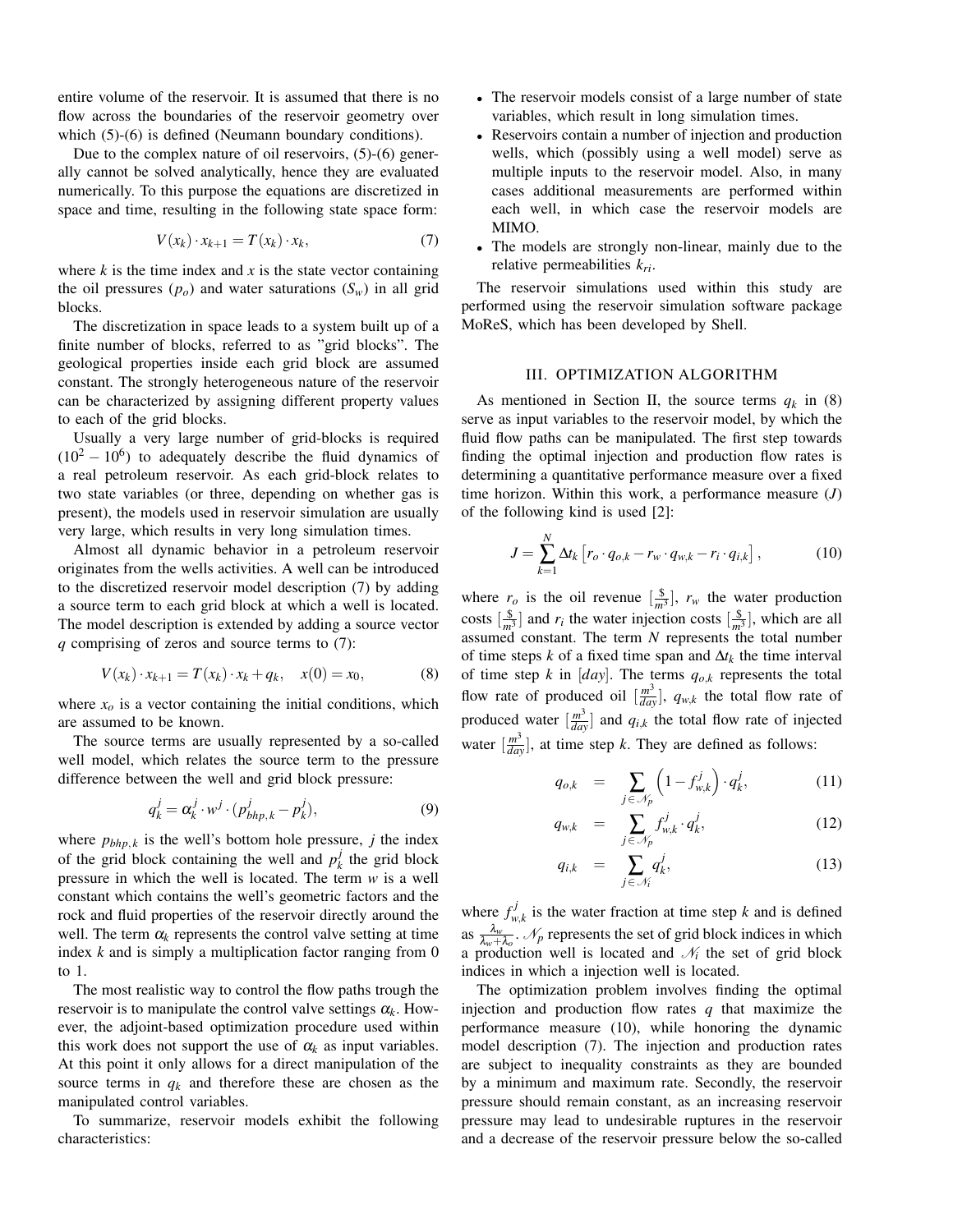entire volume of the reservoir. It is assumed that there is no flow across the boundaries of the reservoir geometry over which (5)-(6) is defined (Neumann boundary conditions).

Due to the complex nature of oil reservoirs, (5)-(6) generally cannot be solved analytically, hence they are evaluated numerically. To this purpose the equations are discretized in space and time, resulting in the following state space form:

$$V(x_k) \cdot x_{k+1} = T(x_k) \cdot x_k, \tag{7}$$

where $k$ is the time index and $x$ is the state vector containing the oil pressures ($p_o$) and water saturations ($S_w$) in all grid blocks.

The discretization in space leads to a system built up of a finite number of blocks, referred to as "grid blocks". The geological properties inside each grid block are assumed constant. The strongly heterogeneous nature of the reservoir can be characterized by assigning different property values to each of the grid blocks.

Usually a very large number of grid-blocks is required ($10^2 - 10^6$) to adequately describe the fluid dynamics of a real petroleum reservoir. As each grid-block relates to two state variables (or three, depending on whether gas is present), the models used in reservoir simulation are usually very large, which results in very long simulation times.

Almost all dynamic behavior in a petroleum reservoir originates from the wells activities. A well can be introduced to the discretized reservoir model description (7) by adding a source term to each grid block at which a well is located. The model description is extended by adding a source vector $q$ comprising of zeros and source terms to (7):

$$V(x_k) \cdot x_{k+1} = T(x_k) \cdot x_k + q_k, \quad x(0) = x_0, \tag{8}$$

where $x_o$ is a vector containing the initial conditions, which are assumed to be known.

The source terms are usually represented by a so-called well model, which relates the source term to the pressure difference between the well and grid block pressure:

$$q_k^j = \alpha_k^j \cdot w^j \cdot (p_{bhp,k}^j - p_k^j), \tag{9}$$

where $p_{bhp,k}$ is the well's bottom hole pressure, $j$ the index of the grid block containing the well and $p_k^j$ the grid block pressure in which the well is located. The term $w$ is a well constant which contains the well's geometric factors and the rock and fluid properties of the reservoir directly around the well. The term $\alpha_k$ represents the control valve setting at time index $k$ and is simply a multiplication factor ranging from 0 to 1.

The most realistic way to control the flow paths trough the reservoir is to manipulate the control valve settings $\alpha_k$. However, the adjoint-based optimization procedure used within this work does not support the use of $\alpha_k$ as input variables. At this point it only allows for a direct manipulation of the source terms in $q_k$ and therefore these are chosen as the manipulated control variables.

To summarize, reservoir models exhibit the following characteristics:

- The reservoir models consist of a large number of state variables, which result in long simulation times.
- Reservoirs contain a number of injection and production wells, which (possibly using a well model) serve as multiple inputs to the reservoir model. Also, in many cases additional measurements are performed within each well, in which case the reservoir models are MIMO.
- The models are strongly non-linear, mainly due to the relative permeabilities $k_{ri}$.

The reservoir simulations used within this study are performed using the reservoir simulation software package MoReS, which has been developed by Shell.

## III. OPTIMIZATION ALGORITHM

As mentioned in Section II, the source terms $q_k$ in (8) serve as input variables to the reservoir model, by which the fluid flow paths can be manipulated. The first step towards finding the optimal injection and production flow rates is determining a quantitative performance measure over a fixed time horizon. Within this work, a performance measure ($J$) of the following kind is used [2]:

$$J = \sum_{k=1}^{N} \Delta t_k \left[ r_o \cdot q_{o,k} - r_w \cdot q_{w,k} - r_i \cdot q_{i,k} \right], \tag{10}$$

where $r_o$ is the oil revenue $[\frac{\$}{m^3}]$, $r_w$ the water production costs $[\frac{\$}{m^3}]$ and $r_i$ the water injection costs $[\frac{\$}{m^3}]$, which are all assumed constant. The term $N$ represents the total number of time steps $k$ of a fixed time span and $\Delta t_k$ the time interval of time step $k$ in $[day]$. The terms $q_{o,k}$ represents the total flow rate of produced oil $[\frac{m^3}{day}]$, $q_{w,k}$ the total flow rate of produced water $[\frac{m^3}{day}]$ and $q_{i,k}$ the total flow rate of injected water $[\frac{m^3}{day}]$, at time step $k$. They are defined as follows:

$$q_{o,k} = \sum_{j \in \mathcal{N}_p} \left(1 - f_{w,k}^j\right) \cdot q_k^j, \tag{11}$$

$$q_{w,k} = \sum_{j \in \mathcal{N}_p} f_{w,k}^j \cdot q_k^j, \tag{12}$$

$$q_{i,k} = \sum_{j \in \mathcal{N}_i} q_k^j, \tag{13}$$

where $f_{w,k}^j$ is the water fraction at time step $k$ and is defined as $\frac{\lambda_w}{\lambda_w + \lambda_o}$. $\mathcal{N}_p$ represents the set of grid block indices in which a production well is located and $\mathcal{N}_i$ the set of grid block indices in which a injection well is located.

The optimization problem involves finding the optimal injection and production flow rates $q$ that maximize the performance measure (10), while honoring the dynamic model description (7). The injection and production rates are subject to inequality constraints as they are bounded by a minimum and maximum rate. Secondly, the reservoir pressure should remain constant, as an increasing reservoir pressure may lead to undesirable ruptures in the reservoir and a decrease of the reservoir pressure below the so-called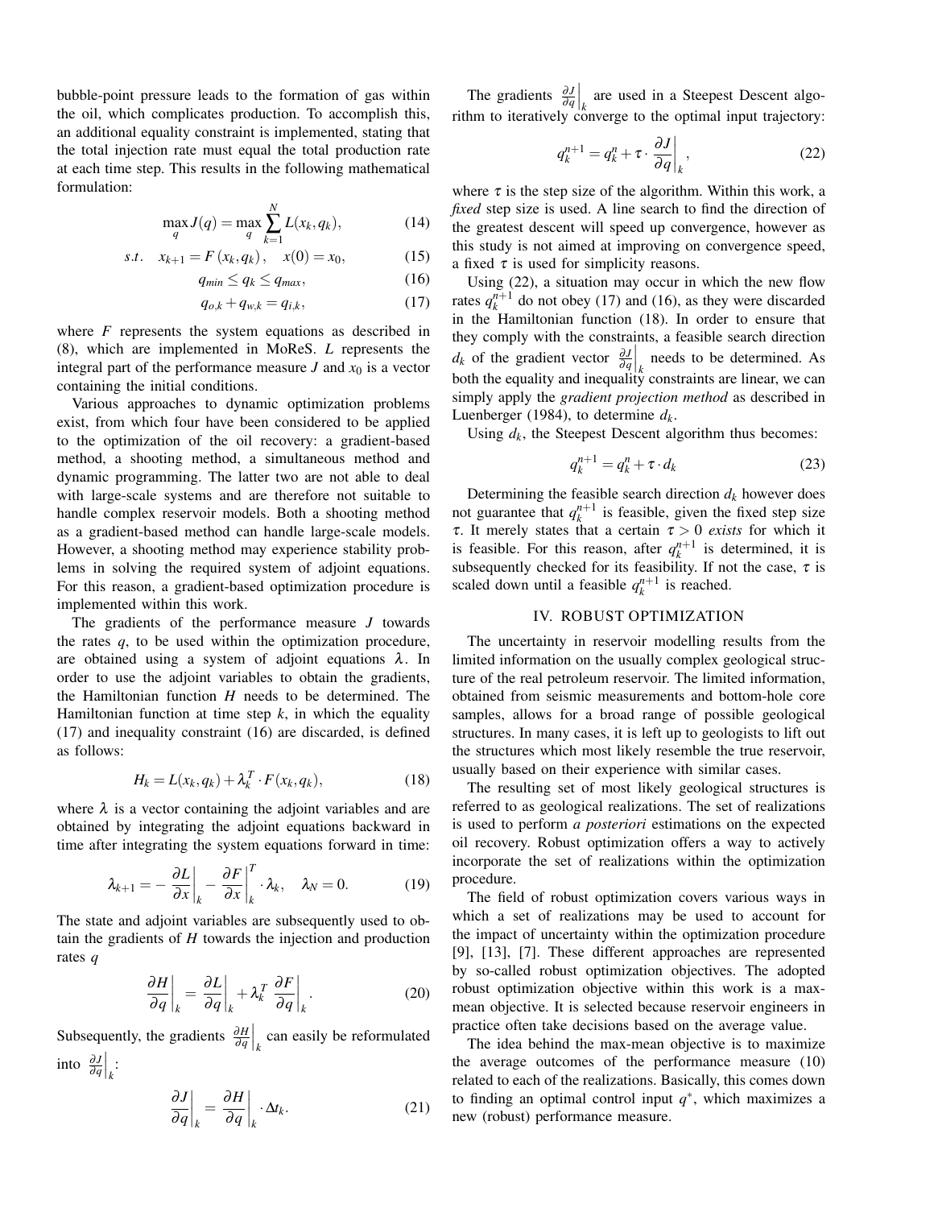bubble-point pressure leads to the formation of gas within the oil, which complicates production. To accomplish this, an additional equality constraint is implemented, stating that the total injection rate must equal the total production rate at each time step. This results in the following mathematical formulation:

$$\max_{q} J(q) = \max_{q} \sum_{k=1}^{N} L(x_k, q_k), \tag{14}$$

$$s.t. \quad x_{k+1} = F(x_k, q_k), \quad x(0) = x_0, \tag{15}$$

$$q_{min} \leq q_k \leq q_{max}, \tag{16}$$

$$q_{o,k} + q_{w,k} = q_{i,k}, \tag{17}$$

where $F$ represents the system equations as described in (8), which are implemented in MoReS. $L$ represents the integral part of the performance measure $J$ and $x_0$ is a vector containing the initial conditions.

Various approaches to dynamic optimization problems exist, from which four have been considered to be applied to the optimization of the oil recovery: a gradient-based method, a shooting method, a simultaneous method and dynamic programming. The latter two are not able to deal with large-scale systems and are therefore not suitable to handle complex reservoir models. Both a shooting method as a gradient-based method can handle large-scale models. However, a shooting method may experience stability problems in solving the required system of adjoint equations. For this reason, a gradient-based optimization procedure is implemented within this work.

The gradients of the performance measure $J$ towards the rates $q$, to be used within the optimization procedure, are obtained using a system of adjoint equations $\lambda$. In order to use the adjoint variables to obtain the gradients, the Hamiltonian function $H$ needs to be determined. The Hamiltonian function at time step $k$, in which the equality (17) and inequality constraint (16) are discarded, is defined as follows:

$$H_k = L(x_k, q_k) + \lambda_k^T \cdot F(x_k, q_k), \tag{18}$$

where $\lambda$ is a vector containing the adjoint variables and are obtained by integrating the adjoint equations backward in time after integrating the system equations forward in time:

$$\lambda_{k+1} = -\left.\frac{\partial L}{\partial x}\right|_k - \left.\frac{\partial F}{\partial x}\right|_k^T \cdot \lambda_k, \quad \lambda_N = 0. \tag{19}$$

The state and adjoint variables are subsequently used to obtain the gradients of $H$ towards the injection and production rates $q$

$$\left.\frac{\partial H}{\partial q}\right|_k = \left.\frac{\partial L}{\partial q}\right|_k + \lambda_k^T \left.\frac{\partial F}{\partial q}\right|_k. \tag{20}$$

Subsequently, the gradients $\left.\frac{\partial H}{\partial q}\right|_k$ can easily be reformulated into $\left.\frac{\partial J}{\partial q}\right|_k$:

$$\left.\frac{\partial J}{\partial q}\right|_k = \left.\frac{\partial H}{\partial q}\right|_k \cdot \Delta t_k. \tag{21}$$

The gradients $\left.\frac{\partial J}{\partial q}\right|_k$ are used in a Steepest Descent algorithm to iteratively converge to the optimal input trajectory:

$$q_k^{n+1} = q_k^n + \tau \cdot \left.\frac{\partial J}{\partial q}\right|_k, \tag{22}$$

where $\tau$ is the step size of the algorithm. Within this work, a *fixed* step size is used. A line search to find the direction of the greatest descent will speed up convergence, however as this study is not aimed at improving on convergence speed, a fixed $\tau$ is used for simplicity reasons.

Using (22), a situation may occur in which the new flow rates $q_k^{n+1}$ do not obey (17) and (16), as they were discarded in the Hamiltonian function (18). In order to ensure that they comply with the constraints, a feasible search direction $d_k$ of the gradient vector $\left.\frac{\partial J}{\partial q}\right|_k$ needs to be determined. As both the equality and inequality constraints are linear, we can simply apply the *gradient projection method* as described in Luenberger (1984), to determine $d_k$.

Using $d_k$, the Steepest Descent algorithm thus becomes:

$$q_k^{n+1} = q_k^n + \tau \cdot d_k \tag{23}$$

Determining the feasible search direction $d_k$ however does not guarantee that $q_k^{n+1}$ is feasible, given the fixed step size $\tau$. It merely states that a certain $\tau > 0$ *exists* for which it is feasible. For this reason, after $q_k^{n+1}$ is determined, it is subsequently checked for its feasibility. If not the case, $\tau$ is scaled down until a feasible $q_k^{n+1}$ is reached.

## IV. ROBUST OPTIMIZATION

The uncertainty in reservoir modelling results from the limited information on the usually complex geological structure of the real petroleum reservoir. The limited information, obtained from seismic measurements and bottom-hole core samples, allows for a broad range of possible geological structures. In many cases, it is left up to geologists to lift out the structures which most likely resemble the true reservoir, usually based on their experience with similar cases.

The resulting set of most likely geological structures is referred to as geological realizations. The set of realizations is used to perform *a posteriori* estimations on the expected oil recovery. Robust optimization offers a way to actively incorporate the set of realizations within the optimization procedure.

The field of robust optimization covers various ways in which a set of realizations may be used to account for the impact of uncertainty within the optimization procedure [9], [13], [7]. These different approaches are represented by so-called robust optimization objectives. The adopted robust optimization objective within this work is a max-mean objective. It is selected because reservoir engineers in practice often take decisions based on the average value.

The idea behind the max-mean objective is to maximize the average outcomes of the performance measure (10) related to each of the realizations. Basically, this comes down to finding an optimal control input $q^*$, which maximizes a new (robust) performance measure.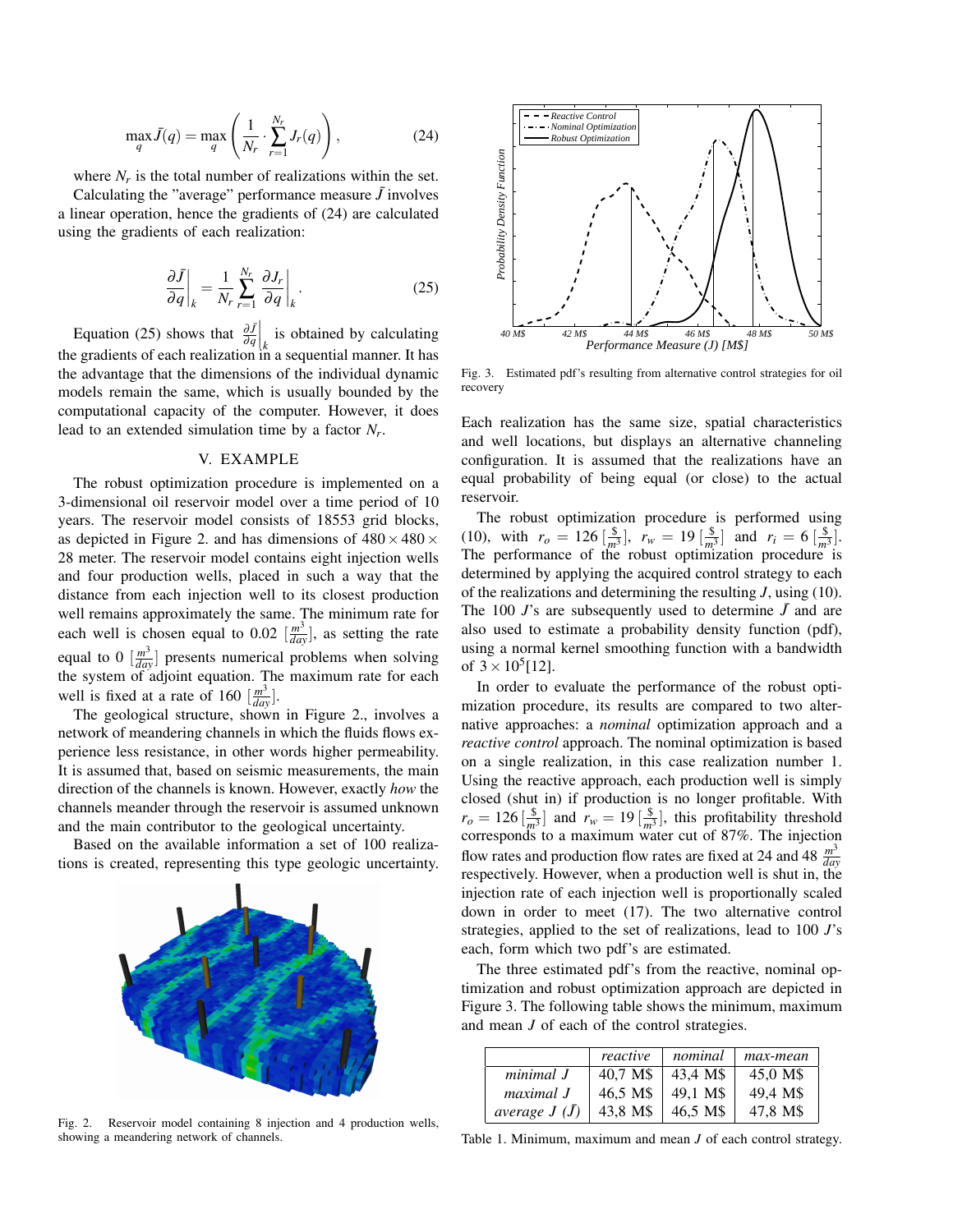$$\max_q \bar{J}(q) = \max_q \left( \frac{1}{N_r} \cdot \sum_{r=1}^{N_r} J_r(q) \right), \tag{24}$$

where $N_r$ is the total number of realizations within the set.

Calculating the "average" performance measure $\bar{J}$ involves a linear operation, hence the gradients of (24) are calculated using the gradients of each realization:

$$\left.\frac{\partial \bar{J}}{\partial q}\right|_k = \frac{1}{N_r} \sum_{r=1}^{N_r} \left.\frac{\partial J_r}{\partial q}\right|_k . \tag{25}$$

Equation (25) shows that $\left.\frac{\partial \bar{J}}{\partial q}\right|_k$ is obtained by calculating the gradients of each realization in a sequential manner. It has the advantage that the dimensions of the individual dynamic models remain the same, which is usually bounded by the computational capacity of the computer. However, it does lead to an extended simulation time by a factor $N_r$.

## V. EXAMPLE

The robust optimization procedure is implemented on a 3-dimensional oil reservoir model over a time period of 10 years. The reservoir model consists of 18553 grid blocks, as depicted in Figure 2. and has dimensions of $480 \times 480 \times 28$ meter. The reservoir model contains eight injection wells and four production wells, placed in such a way that the distance from each injection well to its closest production well remains approximately the same. The minimum rate for each well is chosen equal to 0.02 $[\frac{m^3}{day}]$, as setting the rate equal to 0 $[\frac{m^3}{day}]$ presents numerical problems when solving the system of adjoint equation. The maximum rate for each well is fixed at a rate of 160 $[\frac{m^3}{day}]$.

The geological structure, shown in Figure 2., involves a network of meandering channels in which the fluids flows experience less resistance, in other words higher permeability. It is assumed that, based on seismic measurements, the main direction of the channels is known. However, exactly *how* the channels meander through the reservoir is assumed unknown and the main contributor to the geological uncertainty.

Based on the available information a set of 100 realizations is created, representing this type geologic uncertainty.

Fig. 2. Reservoir model containing 8 injection and 4 production wells, showing a meandering network of channels.

Fig. 3. Estimated pdf's resulting from alternative control strategies for oil recovery

Each realization has the same size, spatial characteristics and well locations, but displays an alternative channeling configuration. It is assumed that the realizations have an equal probability of being equal (or close) to the actual reservoir.

The robust optimization procedure is performed using (10), with $r_o = 126\,[\frac{\$}{m^3}]$, $r_w = 19\,[\frac{\$}{m^3}]$ and $r_i = 6\,[\frac{\$}{m^3}]$. The performance of the robust optimization procedure is determined by applying the acquired control strategy to each of the realizations and determining the resulting $J$, using (10). The 100 $J$'s are subsequently used to determine $\bar{J}$ and are also used to estimate a probability density function (pdf), using a normal kernel smoothing function with a bandwidth of $3 \times 10^5$[12].

In order to evaluate the performance of the robust optimization procedure, its results are compared to two alternative approaches: a *nominal* optimization approach and a *reactive control* approach. The nominal optimization is based on a single realization, in this case realization number 1. Using the reactive approach, each production well is simply closed (shut in) if production is no longer profitable. With $r_o = 126\,[\frac{\$}{m^3}]$ and $r_w = 19\,[\frac{\$}{m^3}]$, this profitability threshold corresponds to a maximum water cut of 87%. The injection flow rates and production flow rates are fixed at 24 and 48 $\frac{m^3}{day}$ respectively. However, when a production well is shut in, the injection rate of each injection well is proportionally scaled down in order to meet (17). The two alternative control strategies, applied to the set of realizations, lead to 100 $J$'s each, form which two pdf's are estimated.

The three estimated pdf's from the reactive, nominal optimization and robust optimization approach are depicted in Figure 3. The following table shows the minimum, maximum and mean $J$ of each of the control strategies.

| | *reactive* | *nominal* | *max-mean* |
|---|---|---|---|
| *minimal J* | 40,7 M$ | 43,4 M$ | 45,0 M$ |
| *maximal J* | 46,5 M$ | 49,1 M$ | 49,4 M$ |
| *average J ($\bar{J}$)* | 43,8 M$ | 46,5 M$ | 47,8 M$ |

Table 1. Minimum, maximum and mean $J$ of each control strategy.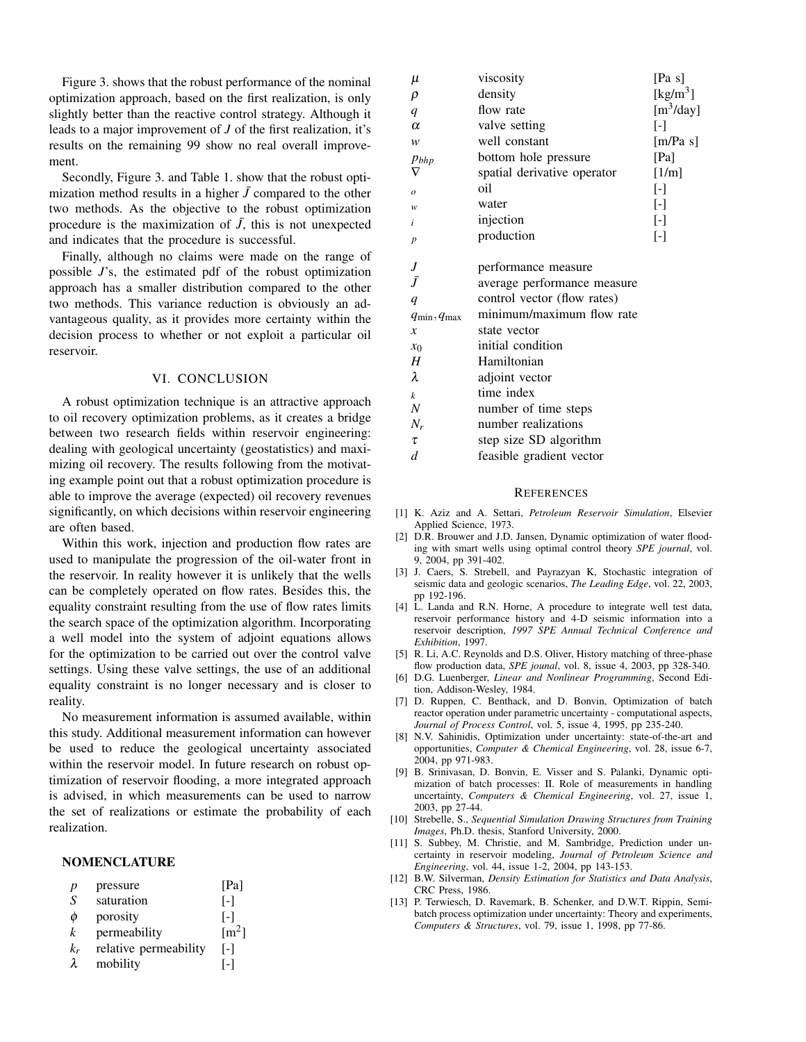Figure 3. shows that the robust performance of the nominal optimization approach, based on the first realization, is only slightly better than the reactive control strategy. Although it leads to a major improvement of $J$ of the first realization, it's results on the remaining 99 show no real overall improvement.

Secondly, Figure 3. and Table 1. show that the robust optimization method results in a higher $\bar{J}$ compared to the other two methods. As the objective to the robust optimization procedure is the maximization of $\bar{J}$, this is not unexpected and indicates that the procedure is successful.

Finally, although no claims were made on the range of possible $J$'s, the estimated pdf of the robust optimization approach has a smaller distribution compared to the other two methods. This variance reduction is obviously an advantageous quality, as it provides more certainty within the decision process to whether or not exploit a particular oil reservoir.

## VI. CONCLUSION

A robust optimization technique is an attractive approach to oil recovery optimization problems, as it creates a bridge between two research fields within reservoir engineering: dealing with geological uncertainty (geostatistics) and maximizing oil recovery. The results following from the motivating example point out that a robust optimization procedure is able to improve the average (expected) oil recovery revenues significantly, on which decisions within reservoir engineering are often based.

Within this work, injection and production flow rates are used to manipulate the progression of the oil-water front in the reservoir. In reality however it is unlikely that the wells can be completely operated on flow rates. Besides this, the equality constraint resulting from the use of flow rates limits the search space of the optimization algorithm. Incorporating a well model into the system of adjoint equations allows for the optimization to be carried out over the control valve settings. Using these valve settings, the use of an additional equality constraint is no longer necessary and is closer to reality.

No measurement information is assumed available, within this study. Additional measurement information can however be used to reduce the geological uncertainty associated within the reservoir model. In future research on robust optimization of reservoir flooding, a more integrated approach is advised, in which measurements can be used to narrow the set of realizations or estimate the probability of each realization.

### NOMENCLATURE

| | | |
|---|---|---|
| $p$ | pressure | [Pa] |
| $S$ | saturation | [-] |
| $\phi$ | porosity | [-] |
| $k$ | permeability | [m$^2$] |
| $k_r$ | relative permeability | [-] |
| $\lambda$ | mobility | [-] |
| $\mu$ | viscosity | [Pa s] |
| $\rho$ | density | [kg/m$^3$] |
| $q$ | flow rate | [m$^3$/day] |
| $\alpha$ | valve setting | [-] |
| $w$ | well constant | [m/Pa s] |
| $p_{bhp}$ | bottom hole pressure | [Pa] |
| $\nabla$ | spatial derivative operator | [1/m] |
| $_o$ | oil | [-] |
| $_w$ | water | [-] |
| $_i$ | injection | [-] |
| $_p$ | production | [-] |
| $J$ | performance measure | |
| $\bar{J}$ | average performance measure | |
| $q$ | control vector (flow rates) | |
| $q_{\min}, q_{\max}$ | minimum/maximum flow rate | |
| $x$ | state vector | |
| $x_0$ | initial condition | |
| $H$ | Hamiltonian | |
| $\lambda$ | adjoint vector | |
| $_k$ | time index | |
| $N$ | number of time steps | |
| $N_r$ | number realizations | |
| $\tau$ | step size SD algorithm | |
| $d$ | feasible gradient vector | |

## REFERENCES

[1] K. Aziz and A. Settari, *Petroleum Reservoir Simulation*, Elsevier Applied Science, 1973.

[2] D.R. Brouwer and J.D. Jansen, Dynamic optimization of water flooding with smart wells using optimal control theory *SPE journal*, vol. 9, 2004, pp 391-402.

[3] J. Caers, S. Strebell, and Payrazyan K, Stochastic integration of seismic data and geologic scenarios, *The Leading Edge*, vol. 22, 2003, pp 192-196.

[4] L. Landa and R.N. Horne, A procedure to integrate well test data, reservoir performance history and 4-D seismic information into a reservoir description, *1997 SPE Annual Technical Conference and Exhibition*, 1997.

[5] R. Li, A.C. Reynolds and D.S. Oliver, History matching of three-phase flow production data, *SPE jounal*, vol. 8, issue 4, 2003, pp 328-340.

[6] D.G. Luenberger, *Linear and Nonlinear Programming*, Second Edition, Addison-Wesley, 1984.

[7] D. Ruppen, C. Benthack, and D. Bonvin, Optimization of batch reactor operation under parametric uncertainty - computational aspects, *Journal of Process Control*, vol. 5, issue 4, 1995, pp 235-240.

[8] N.V. Sahinidis, Optimization under uncertainty: state-of-the-art and opportunities, *Computer & Chemical Engineering*, vol. 28, issue 6-7, 2004, pp 971-983.

[9] B. Srinivasan, D. Bonvin, E. Visser and S. Palanki, Dynamic optimization of batch processes: II. Role of measurements in handling uncertainty, *Computers & Chemical Engineering*, vol. 27, issue 1, 2003, pp 27-44.

[10] Strebelle, S., *Sequential Simulation Drawing Structures from Training Images*, Ph.D. thesis, Stanford University, 2000.

[11] S. Subbey, M. Christie, and M. Sambridge, Prediction under uncertainty in reservoir modeling, *Journal of Petroleum Science and Engineering*, vol. 44, issue 1-2, 2004, pp 143-153.

[12] B.W. Silverman, *Density Estimation for Statistics and Data Analysis*, CRC Press, 1986.

[13] P. Terwiesch, D. Ravemark, B. Schenker, and D.W.T. Rippin, Semi-batch process optimization under uncertainty: Theory and experiments, *Computers & Structures*, vol. 79, issue 1, 1998, pp 77-86.